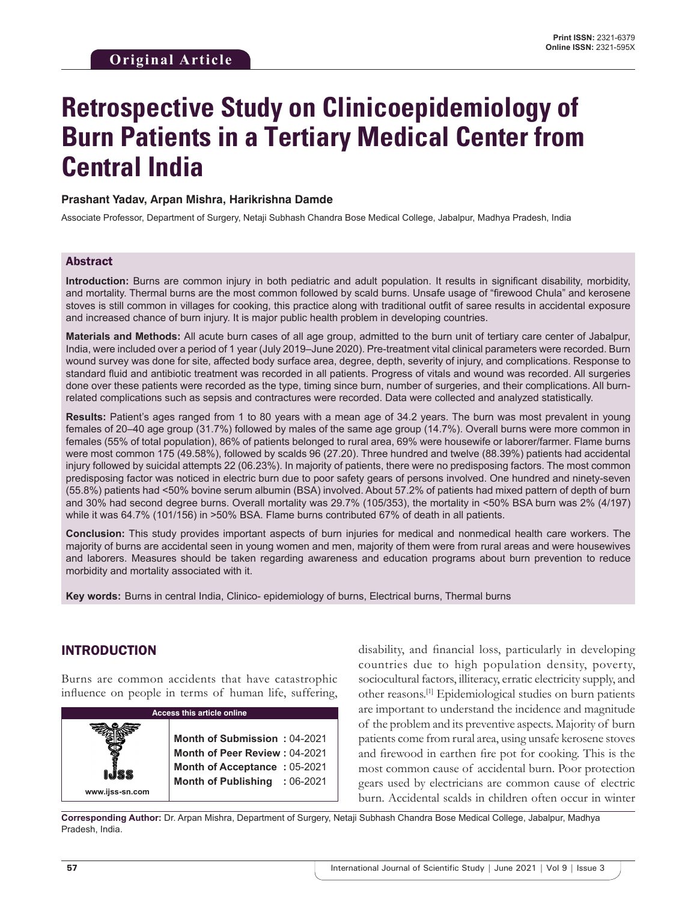**Original Article**

Print ISSN: 2321-6379
Online ISSN: 2321-595X

# Retrospective Study on Clinicoepidemiology of Burn Patients in a Tertiary Medical Center from Central India

**Prashant Yadav, Arpan Mishra, Harikrishna Damde**

Associate Professor, Department of Surgery, Netaji Subhash Chandra Bose Medical College, Jabalpur, Madhya Pradesh, India

## Abstract

**Introduction:** Burns are common injury in both pediatric and adult population. It results in significant disability, morbidity, and mortality. Thermal burns are the most common followed by scald burns. Unsafe usage of "firewood Chula" and kerosene stoves is still common in villages for cooking, this practice along with traditional outfit of saree results in accidental exposure and increased chance of burn injury. It is major public health problem in developing countries.

**Materials and Methods:** All acute burn cases of all age group, admitted to the burn unit of tertiary care center of Jabalpur, India, were included over a period of 1 year (July 2019–June 2020). Pre-treatment vital clinical parameters were recorded. Burn wound survey was done for site, affected body surface area, degree, depth, severity of injury, and complications. Response to standard fluid and antibiotic treatment was recorded in all patients. Progress of vitals and wound was recorded. All surgeries done over these patients were recorded as the type, timing since burn, number of surgeries, and their complications. All burn-related complications such as sepsis and contractures were recorded. Data were collected and analyzed statistically.

**Results:** Patient's ages ranged from 1 to 80 years with a mean age of 34.2 years. The burn was most prevalent in young females of 20–40 age group (31.7%) followed by males of the same age group (14.7%). Overall burns were more common in females (55% of total population), 86% of patients belonged to rural area, 69% were housewife or laborer/farmer. Flame burns were most common 175 (49.58%), followed by scalds 96 (27.20). Three hundred and twelve (88.39%) patients had accidental injury followed by suicidal attempts 22 (06.23%). In majority of patients, there were no predisposing factors. The most common predisposing factor was noticed in electric burn due to poor safety gears of persons involved. One hundred and ninety-seven (55.8%) patients had <50% bovine serum albumin (BSA) involved. About 57.2% of patients had mixed pattern of depth of burn and 30% had second degree burns. Overall mortality was 29.7% (105/353), the mortality in <50% BSA burn was 2% (4/197) while it was 64.7% (101/156) in >50% BSA. Flame burns contributed 67% of death in all patients.

**Conclusion:** This study provides important aspects of burn injuries for medical and nonmedical health care workers. The majority of burns are accidental seen in young women and men, majority of them were from rural areas and were housewives and laborers. Measures should be taken regarding awareness and education programs about burn prevention to reduce morbidity and mortality associated with it.

**Key words:** Burns in central India, Clinico- epidemiology of burns, Electrical burns, Thermal burns

## INTRODUCTION

Burns are common accidents that have catastrophic influence on people in terms of human life, suffering, disability, and financial loss, particularly in developing countries due to high population density, poverty, sociocultural factors, illiteracy, erratic electricity supply, and other reasons.[1] Epidemiological studies on burn patients are important to understand the incidence and magnitude of the problem and its preventive aspects. Majority of burn patients come from rural area, using unsafe kerosene stoves and firewood in earthen fire pot for cooking. This is the most common cause of accidental burn. Poor protection gears used by electricians are common cause of electric burn. Accidental scalds in children often occur in winter

| Access this article online | |
|---|---|
| IJSS www.ijss-sn.com | **Month of Submission :** 04-2021 |
| | **Month of Peer Review :** 04-2021 |
| | **Month of Acceptance :** 05-2021 |
| | **Month of Publishing :** 06-2021 |

**Corresponding Author:** Dr. Arpan Mishra, Department of Surgery, Netaji Subhash Chandra Bose Medical College, Jabalpur, Madhya Pradesh, India.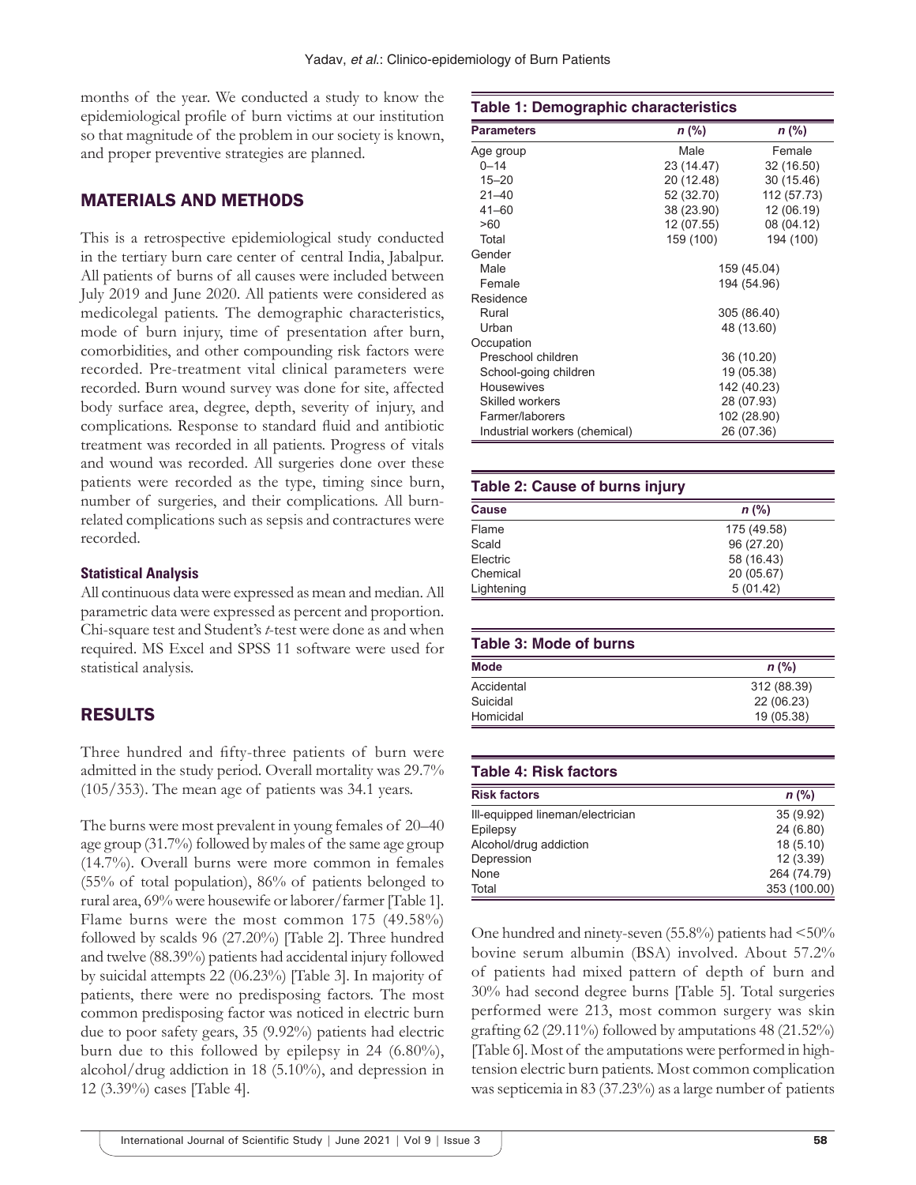months of the year. We conducted a study to know the epidemiological profile of burn victims at our institution so that magnitude of the problem in our society is known, and proper preventive strategies are planned.

## MATERIALS AND METHODS

This is a retrospective epidemiological study conducted in the tertiary burn care center of central India, Jabalpur. All patients of burns of all causes were included between July 2019 and June 2020. All patients were considered as medicolegal patients. The demographic characteristics, mode of burn injury, time of presentation after burn, comorbidities, and other compounding risk factors were recorded. Pre-treatment vital clinical parameters were recorded. Burn wound survey was done for site, affected body surface area, degree, depth, severity of injury, and complications. Response to standard fluid and antibiotic treatment was recorded in all patients. Progress of vitals and wound was recorded. All surgeries done over these patients were recorded as the type, timing since burn, number of surgeries, and their complications. All burn-related complications such as sepsis and contractures were recorded.

### Statistical Analysis

All continuous data were expressed as mean and median. All parametric data were expressed as percent and proportion. Chi-square test and Student's *t*-test were done as and when required. MS Excel and SPSS 11 software were used for statistical analysis.

## RESULTS

Three hundred and fifty-three patients of burn were admitted in the study period. Overall mortality was 29.7% (105/353). The mean age of patients was 34.1 years.

The burns were most prevalent in young females of 20–40 age group (31.7%) followed by males of the same age group (14.7%). Overall burns were more common in females (55% of total population), 86% of patients belonged to rural area, 69% were housewife or laborer/farmer [Table 1]. Flame burns were the most common 175 (49.58%) followed by scalds 96 (27.20%) [Table 2]. Three hundred and twelve (88.39%) patients had accidental injury followed by suicidal attempts 22 (06.23%) [Table 3]. In majority of patients, there were no predisposing factors. The most common predisposing factor was noticed in electric burn due to poor safety gears, 35 (9.92%) patients had electric burn due to this followed by epilepsy in 24 (6.80%), alcohol/drug addiction in 18 (5.10%), and depression in 12 (3.39%) cases [Table 4].

**Table 1: Demographic characteristics**

| Parameters | n (%) | n (%) |
|---|---|---|
| Age group | Male | Female |
| 0–14 | 23 (14.47) | 32 (16.50) |
| 15–20 | 20 (12.48) | 30 (15.46) |
| 21–40 | 52 (32.70) | 112 (57.73) |
| 41–60 | 38 (23.90) | 12 (06.19) |
| >60 | 12 (07.55) | 08 (04.12) |
| Total | 159 (100) | 194 (100) |
| Gender | | |
| Male | 159 (45.04) | |
| Female | 194 (54.96) | |
| Residence | | |
| Rural | 305 (86.40) | |
| Urban | 48 (13.60) | |
| Occupation | | |
| Preschool children | 36 (10.20) | |
| School-going children | 19 (05.38) | |
| Housewives | 142 (40.23) | |
| Skilled workers | 28 (07.93) | |
| Farmer/laborers | 102 (28.90) | |
| Industrial workers (chemical) | 26 (07.36) | |

**Table 2: Cause of burns injury**

| Cause | n (%) |
|---|---|
| Flame | 175 (49.58) |
| Scald | 96 (27.20) |
| Electric | 58 (16.43) |
| Chemical | 20 (05.67) |
| Lightening | 5 (01.42) |

**Table 3: Mode of burns**

| Mode | n (%) |
|---|---|
| Accidental | 312 (88.39) |
| Suicidal | 22 (06.23) |
| Homicidal | 19 (05.38) |

**Table 4: Risk factors**

| Risk factors | n (%) |
|---|---|
| Ill-equipped lineman/electrician | 35 (9.92) |
| Epilepsy | 24 (6.80) |
| Alcohol/drug addiction | 18 (5.10) |
| Depression | 12 (3.39) |
| None | 264 (74.79) |
| Total | 353 (100.00) |

One hundred and ninety-seven (55.8%) patients had <50% bovine serum albumin (BSA) involved. About 57.2% of patients had mixed pattern of depth of burn and 30% had second degree burns [Table 5]. Total surgeries performed were 213, most common surgery was skin grafting 62 (29.11%) followed by amputations 48 (21.52%) [Table 6]. Most of the amputations were performed in high-tension electric burn patients. Most common complication was septicemia in 83 (37.23%) as a large number of patients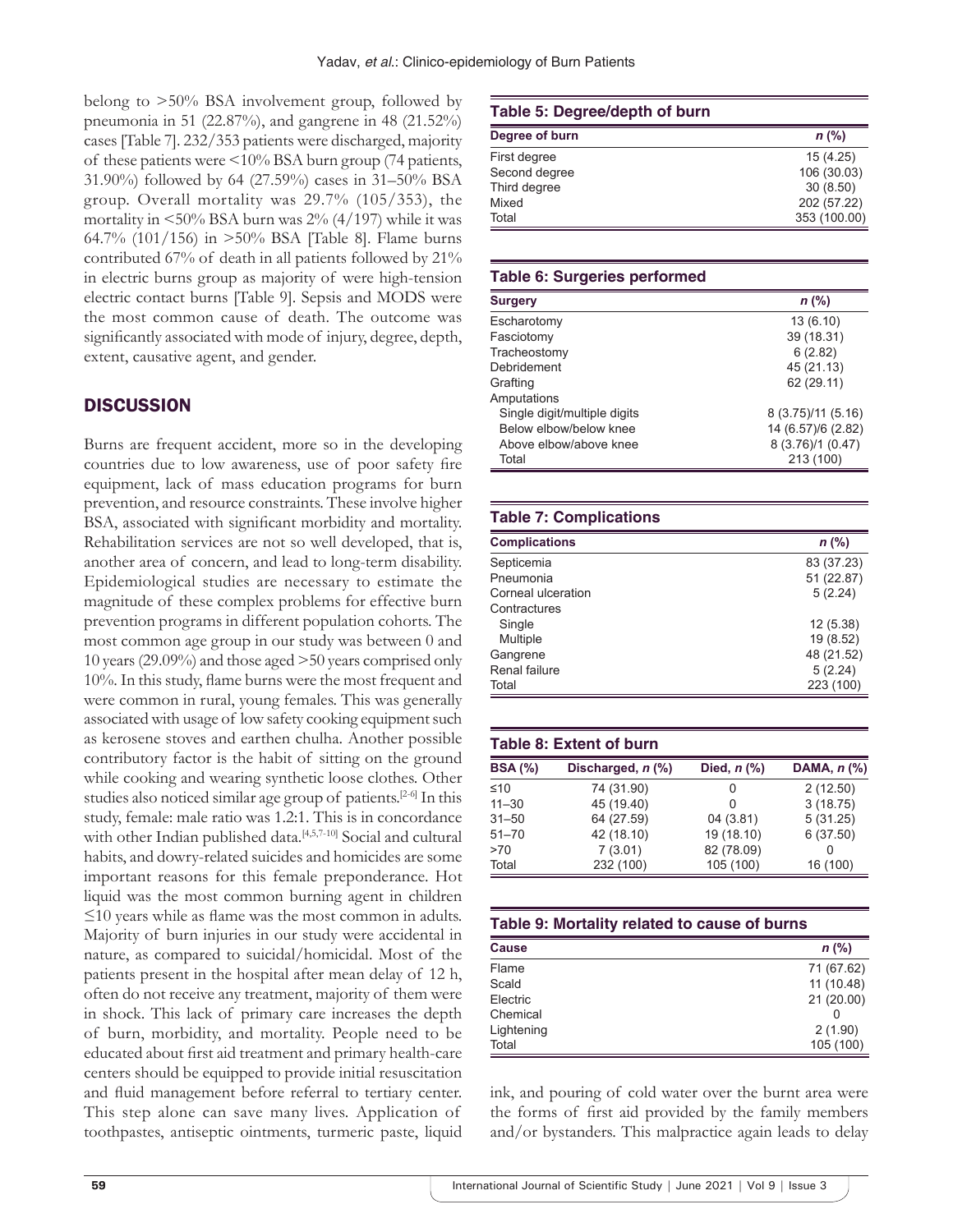belong to >50% BSA involvement group, followed by pneumonia in 51 (22.87%), and gangrene in 48 (21.52%) cases [Table 7]. 232/353 patients were discharged, majority of these patients were <10% BSA burn group (74 patients, 31.90%) followed by 64 (27.59%) cases in 31–50% BSA group. Overall mortality was 29.7% (105/353), the mortality in <50% BSA burn was 2% (4/197) while it was 64.7% (101/156) in >50% BSA [Table 8]. Flame burns contributed 67% of death in all patients followed by 21% in electric burns group as majority of were high-tension electric contact burns [Table 9]. Sepsis and MODS were the most common cause of death. The outcome was significantly associated with mode of injury, degree, depth, extent, causative agent, and gender.

## DISCUSSION

Burns are frequent accident, more so in the developing countries due to low awareness, use of poor safety fire equipment, lack of mass education programs for burn prevention, and resource constraints. These involve higher BSA, associated with significant morbidity and mortality. Rehabilitation services are not so well developed, that is, another area of concern, and lead to long-term disability. Epidemiological studies are necessary to estimate the magnitude of these complex problems for effective burn prevention programs in different population cohorts. The most common age group in our study was between 0 and 10 years (29.09%) and those aged >50 years comprised only 10%. In this study, flame burns were the most frequent and were common in rural, young females. This was generally associated with usage of low safety cooking equipment such as kerosene stoves and earthen chulha. Another possible contributory factor is the habit of sitting on the ground while cooking and wearing synthetic loose clothes. Other studies also noticed similar age group of patients.[2-6] In this study, female: male ratio was 1.2:1. This is in concordance with other Indian published data.[4,5,7-10] Social and cultural habits, and dowry-related suicides and homicides are some important reasons for this female preponderance. Hot liquid was the most common burning agent in children ≤10 years while as flame was the most common in adults. Majority of burn injuries in our study were accidental in nature, as compared to suicidal/homicidal. Most of the patients present in the hospital after mean delay of 12 h, often do not receive any treatment, majority of them were in shock. This lack of primary care increases the depth of burn, morbidity, and mortality. People need to be educated about first aid treatment and primary health-care centers should be equipped to provide initial resuscitation and fluid management before referral to tertiary center. This step alone can save many lives. Application of toothpastes, antiseptic ointments, turmeric paste, liquid ink, and pouring of cold water over the burnt area were the forms of first aid provided by the family members and/or bystanders. This malpractice again leads to delay

**Table 5: Degree/depth of burn**

| Degree of burn | *n* (%) |
|---|---|
| First degree | 15 (4.25) |
| Second degree | 106 (30.03) |
| Third degree | 30 (8.50) |
| Mixed | 202 (57.22) |
| Total | 353 (100.00) |

**Table 6: Surgeries performed**

| Surgery | *n* (%) |
|---|---|
| Escharotomy | 13 (6.10) |
| Fasciotomy | 39 (18.31) |
| Tracheostomy | 6 (2.82) |
| Debridement | 45 (21.13) |
| Grafting | 62 (29.11) |
| Amputations | |
| Single digit/multiple digits | 8 (3.75)/11 (5.16) |
| Below elbow/below knee | 14 (6.57)/6 (2.82) |
| Above elbow/above knee | 8 (3.76)/1 (0.47) |
| Total | 213 (100) |

**Table 7: Complications**

| Complications | *n* (%) |
|---|---|
| Septicemia | 83 (37.23) |
| Pneumonia | 51 (22.87) |
| Corneal ulceration | 5 (2.24) |
| Contractures | |
| Single | 12 (5.38) |
| Multiple | 19 (8.52) |
| Gangrene | 48 (21.52) |
| Renal failure | 5 (2.24) |
| Total | 223 (100) |

**Table 8: Extent of burn**

| BSA (%) | Discharged, *n* (%) | Died, *n* (%) | DAMA, *n* (%) |
|---|---|---|---|
| ≤10 | 74 (31.90) | 0 | 2 (12.50) |
| 11–30 | 45 (19.40) | 0 | 3 (18.75) |
| 31–50 | 64 (27.59) | 04 (3.81) | 5 (31.25) |
| 51–70 | 42 (18.10) | 19 (18.10) | 6 (37.50) |
| >70 | 7 (3.01) | 82 (78.09) | 0 |
| Total | 232 (100) | 105 (100) | 16 (100) |

**Table 9: Mortality related to cause of burns**

| Cause | *n* (%) |
|---|---|
| Flame | 71 (67.62) |
| Scald | 11 (10.48) |
| Electric | 21 (20.00) |
| Chemical | 0 |
| Lightening | 2 (1.90) |
| Total | 105 (100) |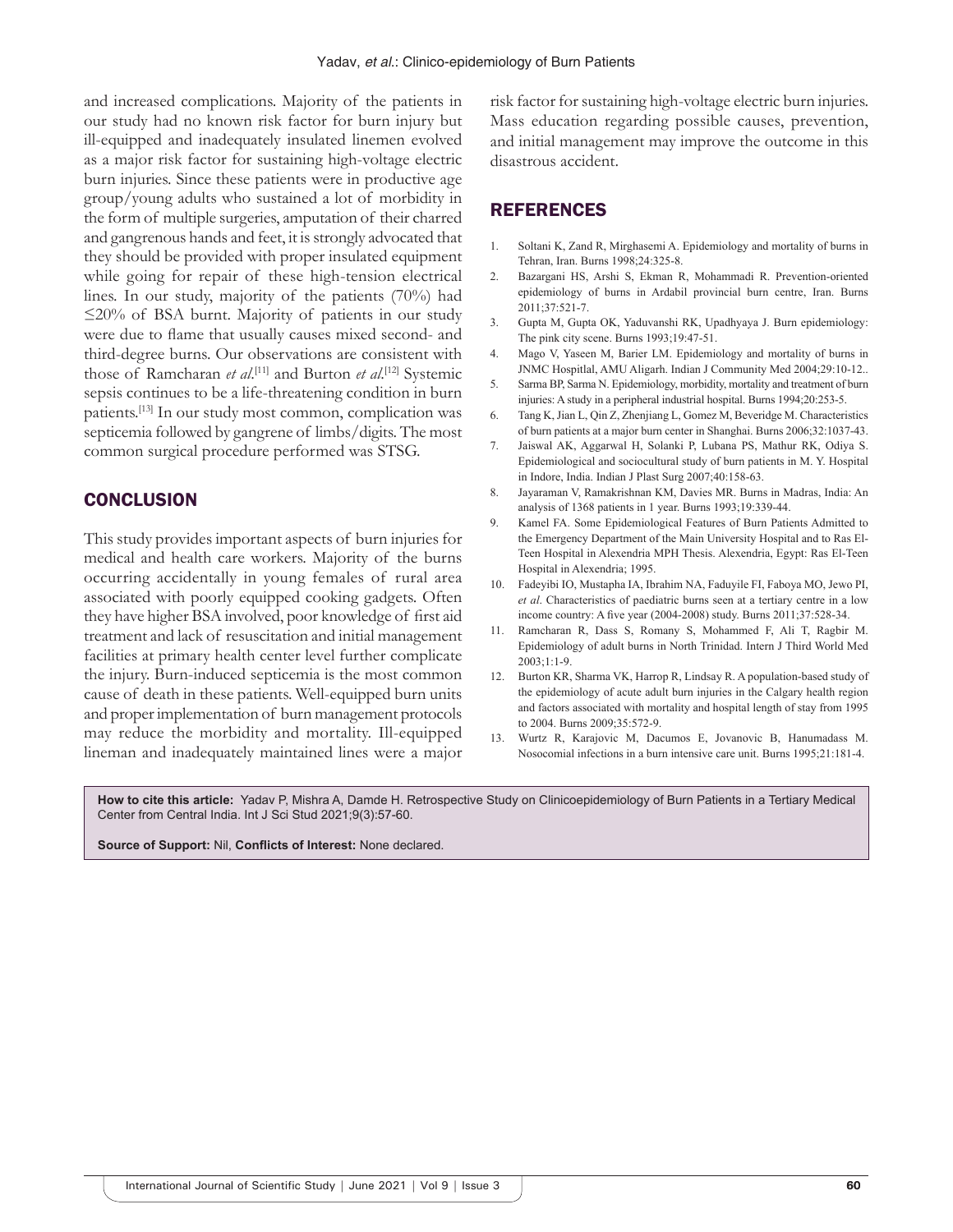and increased complications. Majority of the patients in our study had no known risk factor for burn injury but ill-equipped and inadequately insulated linemen evolved as a major risk factor for sustaining high-voltage electric burn injuries. Since these patients were in productive age group/young adults who sustained a lot of morbidity in the form of multiple surgeries, amputation of their charred and gangrenous hands and feet, it is strongly advocated that they should be provided with proper insulated equipment while going for repair of these high-tension electrical lines. In our study, majority of the patients (70%) had ≤20% of BSA burnt. Majority of patients in our study were due to flame that usually causes mixed second- and third-degree burns. Our observations are consistent with those of Ramcharan *et al*.[11] and Burton *et al*.[12] Systemic sepsis continues to be a life-threatening condition in burn patients.[13] In our study most common, complication was septicemia followed by gangrene of limbs/digits. The most common surgical procedure performed was STSG.

## CONCLUSION

This study provides important aspects of burn injuries for medical and health care workers. Majority of the burns occurring accidentally in young females of rural area associated with poorly equipped cooking gadgets. Often they have higher BSA involved, poor knowledge of first aid treatment and lack of resuscitation and initial management facilities at primary health center level further complicate the injury. Burn-induced septicemia is the most common cause of death in these patients. Well-equipped burn units and proper implementation of burn management protocols may reduce the morbidity and mortality. Ill-equipped lineman and inadequately maintained lines were a major risk factor for sustaining high-voltage electric burn injuries. Mass education regarding possible causes, prevention, and initial management may improve the outcome in this disastrous accident.

## REFERENCES

1. Soltani K, Zand R, Mirghasemi A. Epidemiology and mortality of burns in Tehran, Iran. Burns 1998;24:325-8.
2. Bazargani HS, Arshi S, Ekman R, Mohammadi R. Prevention-oriented epidemiology of burns in Ardabil provincial burn centre, Iran. Burns 2011;37:521-7.
3. Gupta M, Gupta OK, Yaduvanshi RK, Upadhyaya J. Burn epidemiology: The pink city scene. Burns 1993;19:47-51.
4. Mago V, Yaseen M, Barier LM. Epidemiology and mortality of burns in JNMC Hospitlal, AMU Aligarh. Indian J Community Med 2004;29:10-12..
5. Sarma BP, Sarma N. Epidemiology, morbidity, mortality and treatment of burn injuries: A study in a peripheral industrial hospital. Burns 1994;20:253-5.
6. Tang K, Jian L, Qin Z, Zhenjiang L, Gomez M, Beveridge M. Characteristics of burn patients at a major burn center in Shanghai. Burns 2006;32:1037-43.
7. Jaiswal AK, Aggarwal H, Solanki P, Lubana PS, Mathur RK, Odiya S. Epidemiological and sociocultural study of burn patients in M. Y. Hospital in Indore, India. Indian J Plast Surg 2007;40:158-63.
8. Jayaraman V, Ramakrishnan KM, Davies MR. Burns in Madras, India: An analysis of 1368 patients in 1 year. Burns 1993;19:339-44.
9. Kamel FA. Some Epidemiological Features of Burn Patients Admitted to the Emergency Department of the Main University Hospital and to Ras El-Teen Hospital in Alexendria MPH Thesis. Alexendria, Egypt: Ras El-Teen Hospital in Alexendria; 1995.
10. Fadeyibi IO, Mustapha IA, Ibrahim NA, Faduyile FI, Faboya MO, Jewo PI, *et al*. Characteristics of paediatric burns seen at a tertiary centre in a low income country: A five year (2004-2008) study. Burns 2011;37:528-34.
11. Ramcharan R, Dass S, Romany S, Mohammed F, Ali T, Ragbir M. Epidemiology of adult burns in North Trinidad. Intern J Third World Med 2003;1:1-9.
12. Burton KR, Sharma VK, Harrop R, Lindsay R. A population-based study of the epidemiology of acute adult burn injuries in the Calgary health region and factors associated with mortality and hospital length of stay from 1995 to 2004. Burns 2009;35:572-9.
13. Wurtz R, Karajovic M, Dacumos E, Jovanovic B, Hanumadass M. Nosocomial infections in a burn intensive care unit. Burns 1995;21:181-4.

**How to cite this article:** Yadav P, Mishra A, Damde H. Retrospective Study on Clinicoepidemiology of Burn Patients in a Tertiary Medical Center from Central India. Int J Sci Stud 2021;9(3):57-60.

**Source of Support:** Nil, **Conflicts of Interest:** None declared.